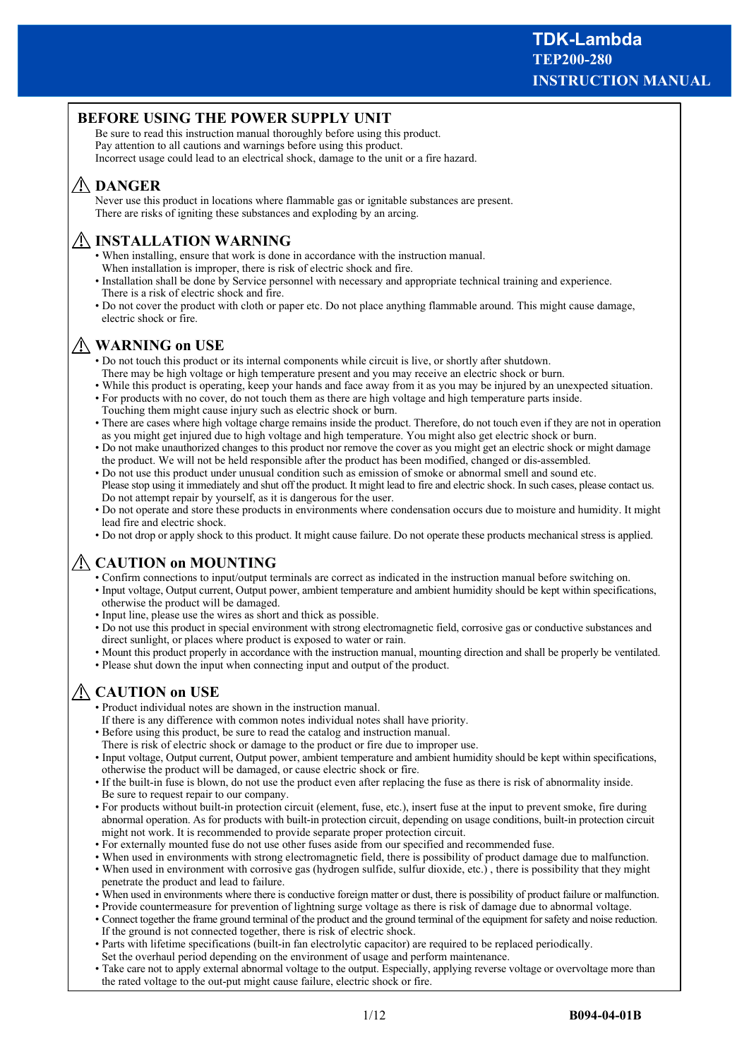# TDK-Lambda
## TEP200-280
## INSTRUCTION MANUAL

## BEFORE USING THE POWER SUPPLY UNIT

Be sure to read this instruction manual thoroughly before using this product.
Pay attention to all cautions and warnings before using this product.
Incorrect usage could lead to an electrical shock, damage to the unit or a fire hazard.

## ⚠ DANGER

Never use this product in locations where flammable gas or ignitable substances are present.
There are risks of igniting these substances and exploding by an arcing.

## ⚠ INSTALLATION WARNING

- When installing, ensure that work is done in accordance with the instruction manual.
  When installation is improper, there is risk of electric shock and fire.
- Installation shall be done by Service personnel with necessary and appropriate technical training and experience.
  There is a risk of electric shock and fire.
- Do not cover the product with cloth or paper etc. Do not place anything flammable around. This might cause damage, electric shock or fire.

## ⚠ WARNING on USE

- Do not touch this product or its internal components while circuit is live, or shortly after shutdown.
  There may be high voltage or high temperature present and you may receive an electric shock or burn.
- While this product is operating, keep your hands and face away from it as you may be injured by an unexpected situation.
- For products with no cover, do not touch them as there are high voltage and high temperature parts inside.
  Touching them might cause injury such as electric shock or burn.
- There are cases where high voltage charge remains inside the product. Therefore, do not touch even if they are not in operation as you might get injured due to high voltage and high temperature. You might also get electric shock or burn.
- Do not make unauthorized changes to this product nor remove the cover as you might get an electric shock or might damage the product. We will not be held responsible after the product has been modified, changed or dis-assembled.
- Do not use this product under unusual condition such as emission of smoke or abnormal smell and sound etc.
  Please stop using it immediately and shut off the product. It might lead to fire and electric shock. In such cases, please contact us.
  Do not attempt repair by yourself, as it is dangerous for the user.
- Do not operate and store these products in environments where condensation occurs due to moisture and humidity. It might lead fire and electric shock.
- Do not drop or apply shock to this product. It might cause failure. Do not operate these products mechanical stress is applied.

## ⚠ CAUTION on MOUNTING

- Confirm connections to input/output terminals are correct as indicated in the instruction manual before switching on.
- Input voltage, Output current, Output power, ambient temperature and ambient humidity should be kept within specifications, otherwise the product will be damaged.
- Input line, please use the wires as short and thick as possible.
- Do not use this product in special environment with strong electromagnetic field, corrosive gas or conductive substances and direct sunlight, or places where product is exposed to water or rain.
- Mount this product properly in accordance with the instruction manual, mounting direction and shall be properly be ventilated.
- Please shut down the input when connecting input and output of the product.

## ⚠ CAUTION on USE

- Product individual notes are shown in the instruction manual.
  If there is any difference with common notes individual notes shall have priority.
- Before using this product, be sure to read the catalog and instruction manual.
  There is risk of electric shock or damage to the product or fire due to improper use.
- Input voltage, Output current, Output power, ambient temperature and ambient humidity should be kept within specifications, otherwise the product will be damaged, or cause electric shock or fire.
- If the built-in fuse is blown, do not use the product even after replacing the fuse as there is risk of abnormality inside.
  Be sure to request repair to our company.
- For products without built-in protection circuit (element, fuse, etc.), insert fuse at the input to prevent smoke, fire during abnormal operation. As for products with built-in protection circuit, depending on usage conditions, built-in protection circuit might not work. It is recommended to provide separate proper protection circuit.
- For externally mounted fuse do not use other fuses aside from our specified and recommended fuse.
- When used in environments with strong electromagnetic field, there is possibility of product damage due to malfunction.
- When used in environment with corrosive gas (hydrogen sulfide, sulfur dioxide, etc.) , there is possibility that they might penetrate the product and lead to failure.
- When used in environments where there is conductive foreign matter or dust, there is possibility of product failure or malfunction.
- Provide countermeasure for prevention of lightning surge voltage as there is risk of damage due to abnormal voltage.
- Connect together the frame ground terminal of the product and the ground terminal of the equipment for safety and noise reduction.
  If the ground is not connected together, there is risk of electric shock.
- Parts with lifetime specifications (built-in fan electrolytic capacitor) are required to be replaced periodically.
  Set the overhaul period depending on the environment of usage and perform maintenance.
- Take care not to apply external abnormal voltage to the output. Especially, applying reverse voltage or overvoltage more than the rated voltage to the out-put might cause failure, electric shock or fire.

B094-04-01B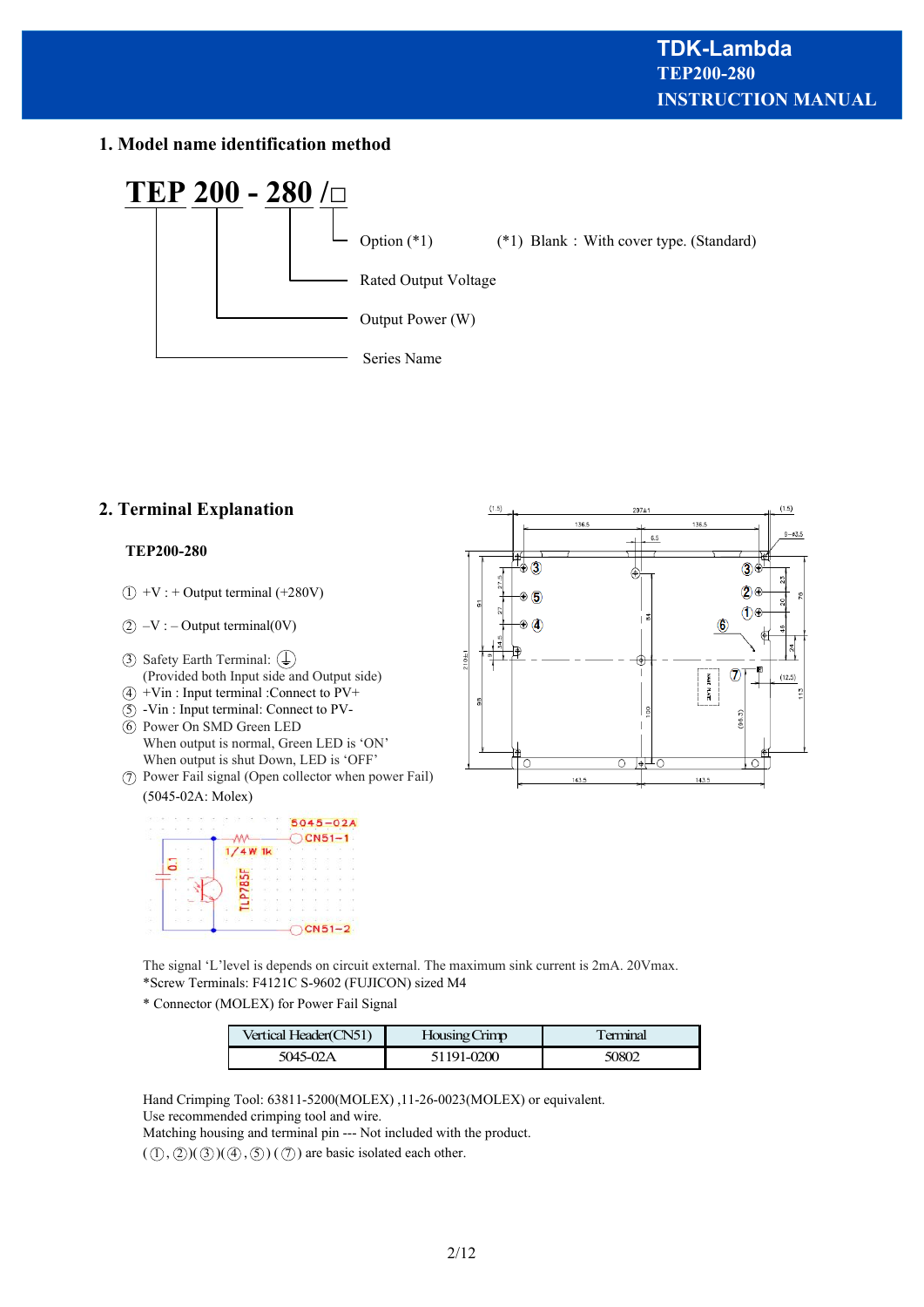## 1. Model name identification method

**TEP 200 - 280 /□**

- □ : Option (*1) — (*1) Blank : With cover type. (Standard)
- 280 : Rated Output Voltage
- 200 : Output Power (W)
- TEP : Series Name

## 2. Terminal Explanation

**TEP200-280**

① +V : + Output terminal (+280V)

② –V : – Output terminal(0V)

③ Safety Earth Terminal: ⏚
(Provided both Input side and Output side)

④ +Vin : Input terminal :Connect to PV+

⑤ -Vin : Input terminal: Connect to PV-

⑥ Power On SMD Green LED
When output is normal, Green LED is 'ON'
When output is shut Down, LED is 'OFF'

⑦ Power Fail signal (Open collector when power Fail)
(5045-02A: Molex)

The signal 'L'level is depends on circuit external. The maximum sink current is 2mA. 20Vmax.

*Screw Terminals: F4121C S-9602 (FUJICON) sized M4

* Connector (MOLEX) for Power Fail Signal

| Vertical Header(CN51) | Housing Crimp | Terminal |
|---|---|---|
| 5045-02A | 51191-0200 | 50802 |

Hand Crimping Tool: 63811-5200(MOLEX) ,11-26-0023(MOLEX) or equivalent.
Use recommended crimping tool and wire.
Matching housing and terminal pin --- Not included with the product.
(①, ②)(③)(④, ⑤) (⑦) are basic isolated each other.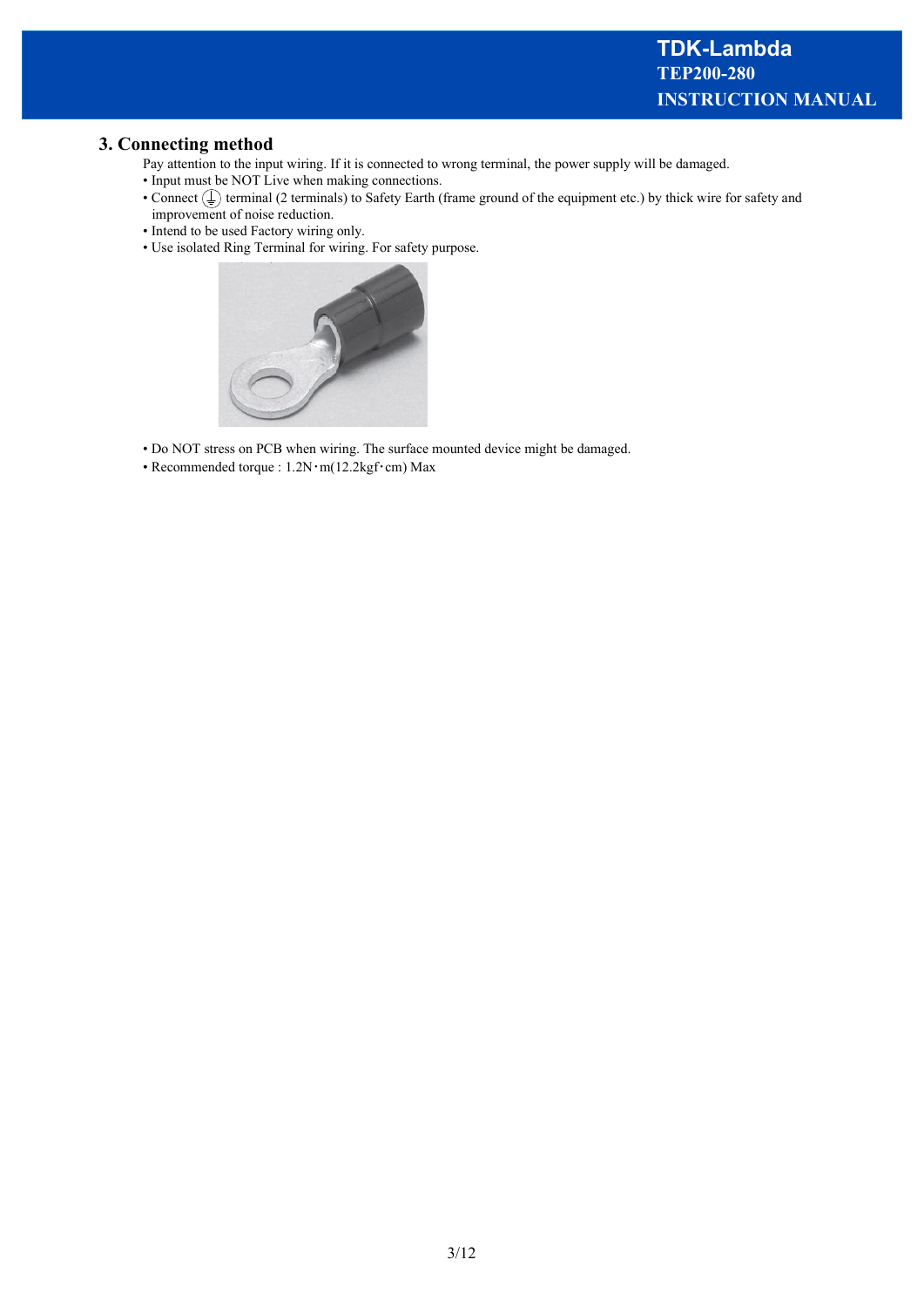## 3. Connecting method

Pay attention to the input wiring. If it is connected to wrong terminal, the power supply will be damaged.

- Input must be NOT Live when making connections.
- Connect ⏚ terminal (2 terminals) to Safety Earth (frame ground of the equipment etc.) by thick wire for safety and improvement of noise reduction.
- Intend to be used Factory wiring only.
- Use isolated Ring Terminal for wiring. For safety purpose.

- Do NOT stress on PCB when wiring. The surface mounted device might be damaged.
- Recommended torque : 1.2N･m(12.2kgf･cm) Max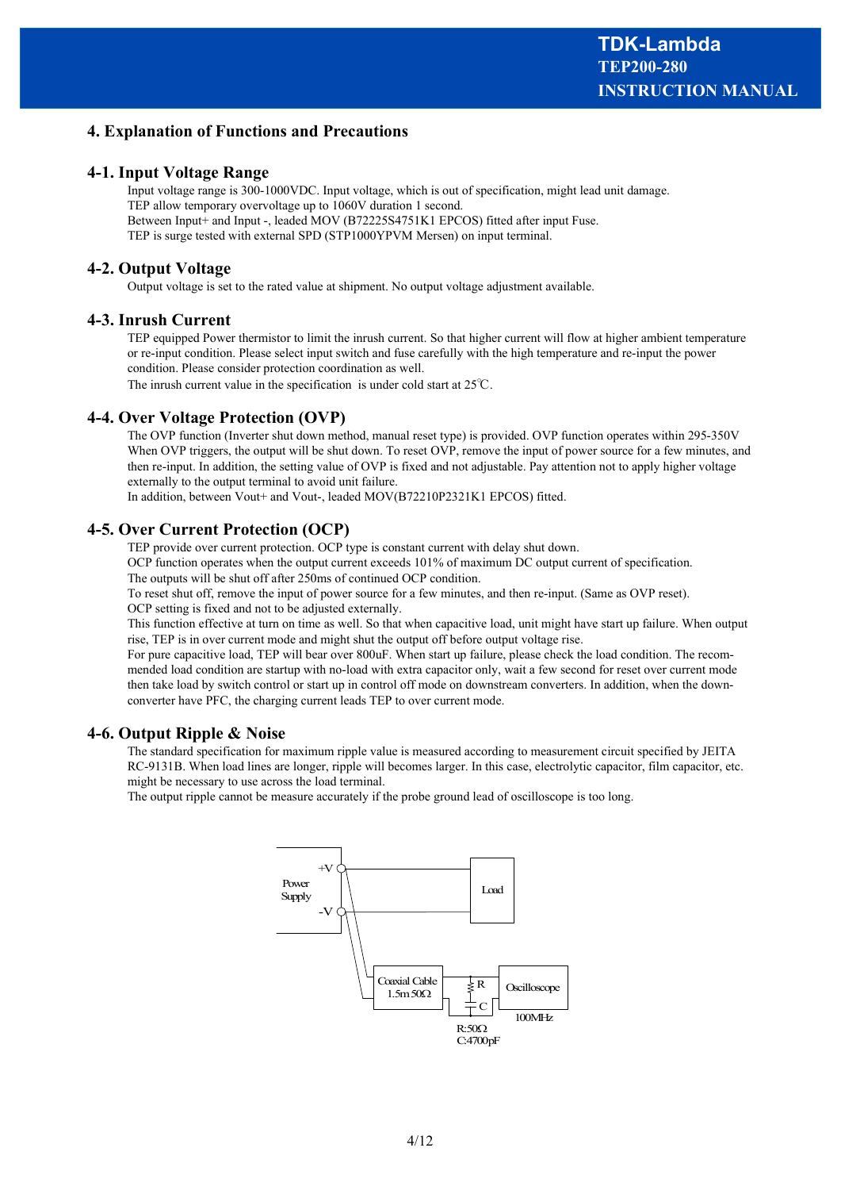## 4. Explanation of Functions and Precautions

### 4-1. Input Voltage Range

Input voltage range is 300-1000VDC. Input voltage, which is out of specification, might lead unit damage.
TEP allow temporary overvoltage up to 1060V duration 1 second.
Between Input+ and Input -, leaded MOV (B72225S4751K1 EPCOS) fitted after input Fuse.
TEP is surge tested with external SPD (STP1000YPVM Mersen) on input terminal.

### 4-2. Output Voltage

Output voltage is set to the rated value at shipment. No output voltage adjustment available.

### 4-3. Inrush Current

TEP equipped Power thermistor to limit the inrush current. So that higher current will flow at higher ambient temperature or re-input condition. Please select input switch and fuse carefully with the high temperature and re-input the power condition. Please consider protection coordination as well.
The inrush current value in the specification is under cold start at 25℃.

### 4-4. Over Voltage Protection (OVP)

The OVP function (Inverter shut down method, manual reset type) is provided. OVP function operates within 295-350V When OVP triggers, the output will be shut down. To reset OVP, remove the input of power source for a few minutes, and then re-input. In addition, the setting value of OVP is fixed and not adjustable. Pay attention not to apply higher voltage externally to the output terminal to avoid unit failure.
In addition, between Vout+ and Vout-, leaded MOV(B72210P2321K1 EPCOS) fitted.

### 4-5. Over Current Protection (OCP)

TEP provide over current protection. OCP type is constant current with delay shut down.
OCP function operates when the output current exceeds 101% of maximum DC output current of specification.
The outputs will be shut off after 250ms of continued OCP condition.
To reset shut off, remove the input of power source for a few minutes, and then re-input. (Same as OVP reset).
OCP setting is fixed and not to be adjusted externally.
This function effective at turn on time as well. So that when capacitive load, unit might have start up failure. When output rise, TEP is in over current mode and might shut the output off before output voltage rise.
For pure capacitive load, TEP will bear over 800uF. When start up failure, please check the load condition. The recommended load condition are startup with no-load with extra capacitor only, wait a few second for reset over current mode then take load by switch control or start up in control off mode on downstream converters. In addition, when the down-converter have PFC, the charging current leads TEP to over current mode.

### 4-6. Output Ripple & Noise

The standard specification for maximum ripple value is measured according to measurement circuit specified by JEITA RC-9131B. When load lines are longer, ripple will becomes larger. In this case, electrolytic capacitor, film capacitor, etc. might be necessary to use across the load terminal.
The output ripple cannot be measure accurately if the probe ground lead of oscilloscope is too long.

Power Supply +V -V Load Coaxial Cable 1.5m 50Ω R C Oscilloscope 100MHz R:50Ω C:4700pF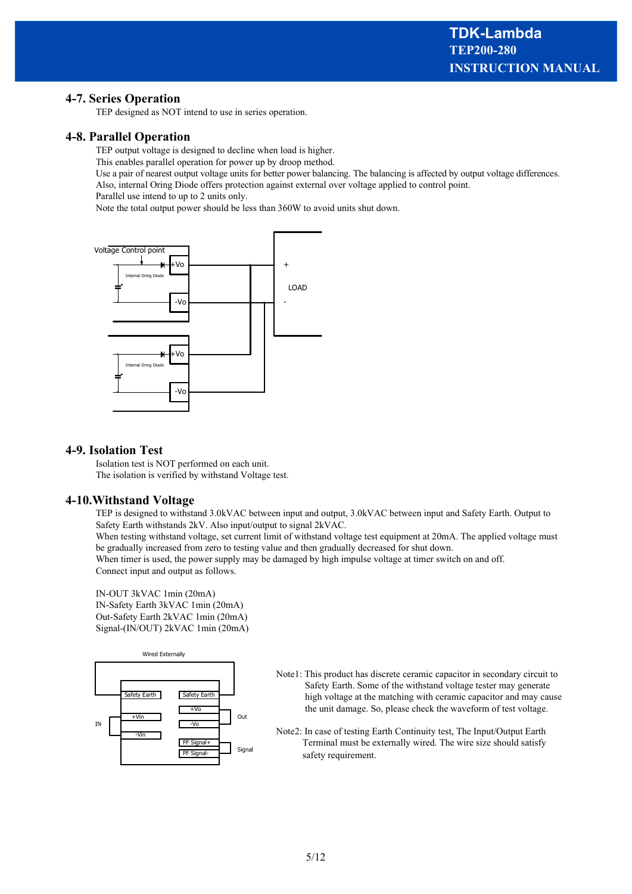## 4-7. Series Operation

TEP designed as NOT intend to use in series operation.

## 4-8. Parallel Operation

TEP output voltage is designed to decline when load is higher.
This enables parallel operation for power up by droop method.
Use a pair of nearest output voltage units for better power balancing. The balancing is affected by output voltage differences.
Also, internal Oring Diode offers protection against external over voltage applied to control point.
Parallel use intend to up to 2 units only.
Note the total output power should be less than 360W to avoid units shut down.

## 4-9. Isolation Test

Isolation test is NOT performed on each unit.
The isolation is verified by withstand Voltage test.

## 4-10.Withstand Voltage

TEP is designed to withstand 3.0kVAC between input and output, 3.0kVAC between input and Safety Earth. Output to Safety Earth withstands 2kV. Also input/output to signal 2kVAC.
When testing withstand voltage, set current limit of withstand voltage test equipment at 20mA. The applied voltage must be gradually increased from zero to testing value and then gradually decreased for shut down.
When timer is used, the power supply may be damaged by high impulse voltage at timer switch on and off.
Connect input and output as follows.

IN-OUT 3kVAC 1min (20mA)
IN-Safety Earth 3kVAC 1min (20mA)
Out-Safety Earth 2kVAC 1min (20mA)
Signal-(IN/OUT) 2kVAC 1min (20mA)

Note1: This product has discrete ceramic capacitor in secondary circuit to Safety Earth. Some of the withstand voltage tester may generate high voltage at the matching with ceramic capacitor and may cause the unit damage. So, please check the waveform of test voltage.

Note2: In case of testing Earth Continuity test, The Input/Output Earth Terminal must be externally wired. The wire size should satisfy safety requirement.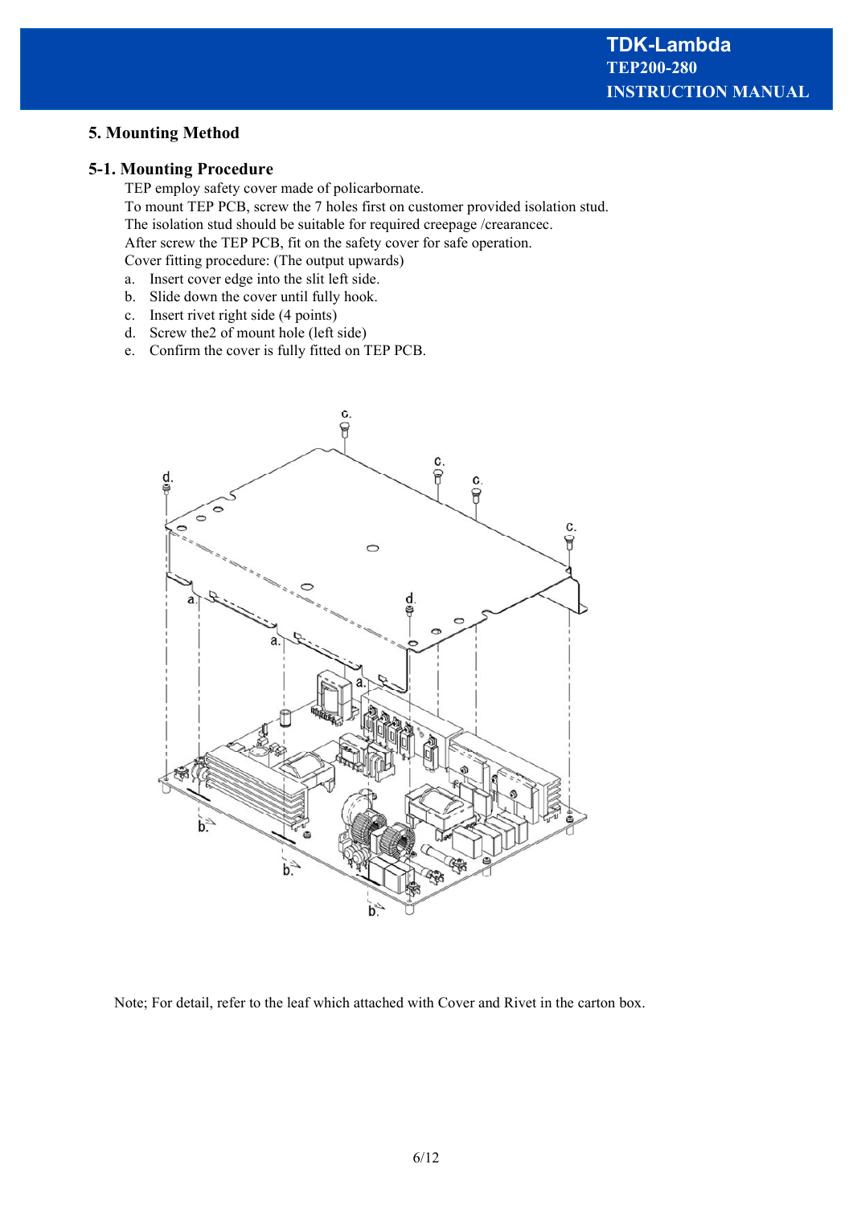## 5. Mounting Method

### 5-1. Mounting Procedure

TEP employ safety cover made of policarbornate.
To mount TEP PCB, screw the 7 holes first on customer provided isolation stud.
The isolation stud should be suitable for required creepage /crearancec.
After screw the TEP PCB, fit on the safety cover for safe operation.
Cover fitting procedure: (The output upwards)

a. Insert cover edge into the slit left side.
b. Slide down the cover until fully hook.
c. Insert rivet right side (4 points)
d. Screw the2 of mount hole (left side)
e. Confirm the cover is fully fitted on TEP PCB.

Note; For detail, refer to the leaf which attached with Cover and Rivet in the carton box.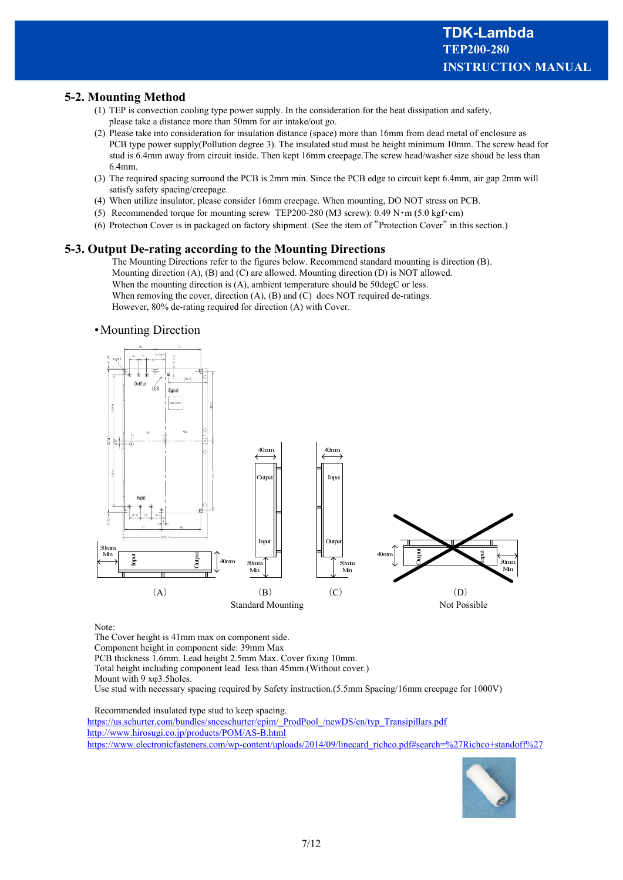## 5-2. Mounting Method

(1) TEP is convection cooling type power supply. In the consideration for the heat dissipation and safety, please take a distance more than 50mm for air intake/out go.
(2) Please take into consideration for insulation distance (space) more than 16mm from dead metal of enclosure as PCB type power supply(Pollution degree 3). The insulated stud must be height minimum 10mm. The screw head for stud is 6.4mm away from circuit inside. Then kept 16mm creepage.The screw head/washer size shoud be less than 6.4mm.
(3) The required spacing surround the PCB is 2mm min. Since the PCB edge to circuit kept 6.4mm, air gap 2mm will satisfy safety spacing/creepage.
(4) When utilize insulator, please consider 16mm creepage. When mounting, DO NOT stress on PCB.
(5) Recommended torque for mounting screw TEP200-280 (M3 screw): 0.49 N・m (5.0 kgf・cm)
(6) Protection Cover is in packaged on factory shipment. (See the item of "Protection Cover" in this section.)

## 5-3. Output De-rating according to the Mounting Directions

The Mounting Directions refer to the figures below. Recommend standard mounting is direction (B).
Mounting direction (A), (B) and (C) are allowed. Mounting direction (D) is NOT allowed.
When the mounting direction is (A), ambient temperature should be 50degC or less.
When removing the cover, direction (A), (B) and (C) does NOT required de-ratings.
However, 80% de-rating required for direction (A) with Cover.

・Mounting Direction

(A) (B) Standard Mounting (C) (D) Not Possible

Note:
The Cover height is 41mm max on component side.
Component height in component side: 39mm Max
PCB thickness 1.6mm. Lead height 2.5mm Max. Cover fixing 10mm.
Total height including component lead less than 45mm.(Without cover.)
Mount with 9 xφ3.5holes.
Use stud with necessary spacing required by Safety instruction.(5.5mm Spacing/16mm creepage for 1000V)

Recommended insulated type stud to keep spacing.
https://us.schurter.com/bundles/snceschurter/epim/_ProdPool_/newDS/en/typ_Transipillars.pdf
http://www.hirosugi.co.jp/products/POM/AS-B.html
https://www.electronicfasteners.com/wp-content/uploads/2014/09/linecard_richco.pdf#search=%27Richco+standoff%27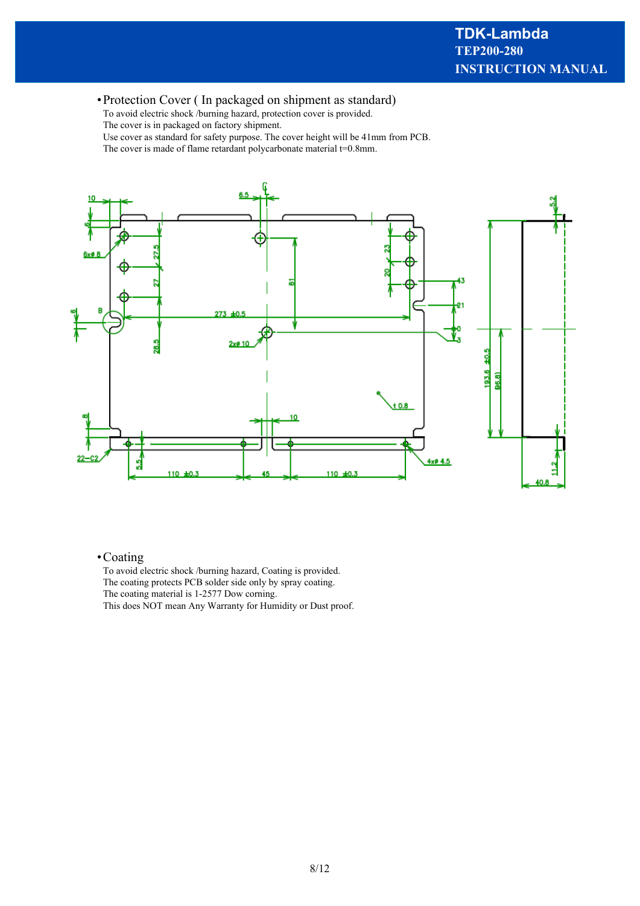• Protection Cover ( In packaged on shipment as standard)

To avoid electric shock /burning hazard, protection cover is provided.
The cover is in packaged on factory shipment.
Use cover as standard for safety purpose. The cover height will be 41mm from PCB.
The cover is made of flame retardant polycarbonate material t=0.8mm.

• Coating

To avoid electric shock /burning hazard, Coating is provided.
The coating protects PCB solder side only by spray coating.
The coating material is 1-2577 Dow corning.
This does NOT mean Any Warranty for Humidity or Dust proof.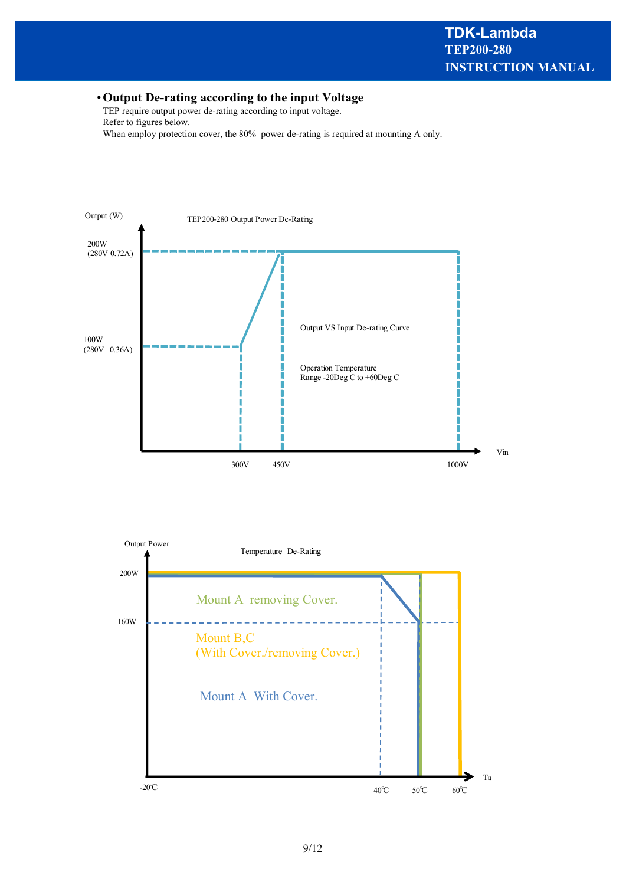## • Output De-rating according to the input Voltage

TEP require output power de-rating according to input voltage.
Refer to figures below.
When employ protection cover, the 80% power de-rating is required at mounting A only.

TEP200-280 Output Power De-Rating

Output (W)

200W
(280V 0.72A)

100W
(280V 0.36A)

Output VS Input De-rating Curve

Operation Temperature
Range -20Deg C to +60Deg C

300V 450V 1000V Vin

Temperature De-Rating

Output Power

200W

160W

Mount A removing Cover.

Mount B,C
(With Cover./removing Cover.)

Mount A With Cover.

-20℃ 40℃ 50℃ 60℃ Ta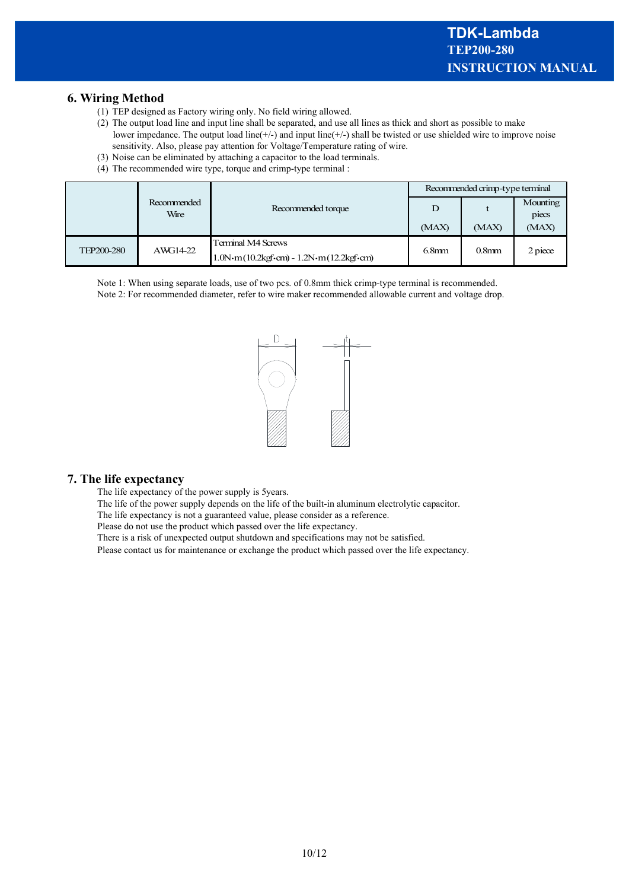## 6. Wiring Method

(1) TEP designed as Factory wiring only. No field wiring allowed.
(2) The output load line and input line shall be separated, and use all lines as thick and short as possible to make lower impedance. The output load line(+/-) and input line(+/-) shall be twisted or use shielded wire to improve noise sensitivity. Also, please pay attention for Voltage/Temperature rating of wire.
(3) Noise can be eliminated by attaching a capacitor to the load terminals.
(4) The recommended wire type, torque and crimp-type terminal :

| | Recommended Wire | Recommended torque | Recommended crimp-type terminal | | |
|---|---|---|---|---|---|
| | | | D (MAX) | t (MAX) | Mounting piecs (MAX) |
| TEP200-280 | AWG14-22 | Terminal M4 Screws 1.0N·m (10.2kgf·cm) - 1.2N·m (12.2kgf·cm) | 6.8mm | 0.8mm | 2 piece |

Note 1: When using separate loads, use of two pcs. of 0.8mm thick crimp-type terminal is recommended.
Note 2: For recommended diameter, refer to wire maker recommended allowable current and voltage drop.

## 7. The life expectancy

The life expectancy of the power supply is 5years.
The life of the power supply depends on the life of the built-in aluminum electrolytic capacitor.
The life expectancy is not a guaranteed value, please consider as a reference.
Please do not use the product which passed over the life expectancy.
There is a risk of unexpected output shutdown and specifications may not be satisfied.
Please contact us for maintenance or exchange the product which passed over the life expectancy.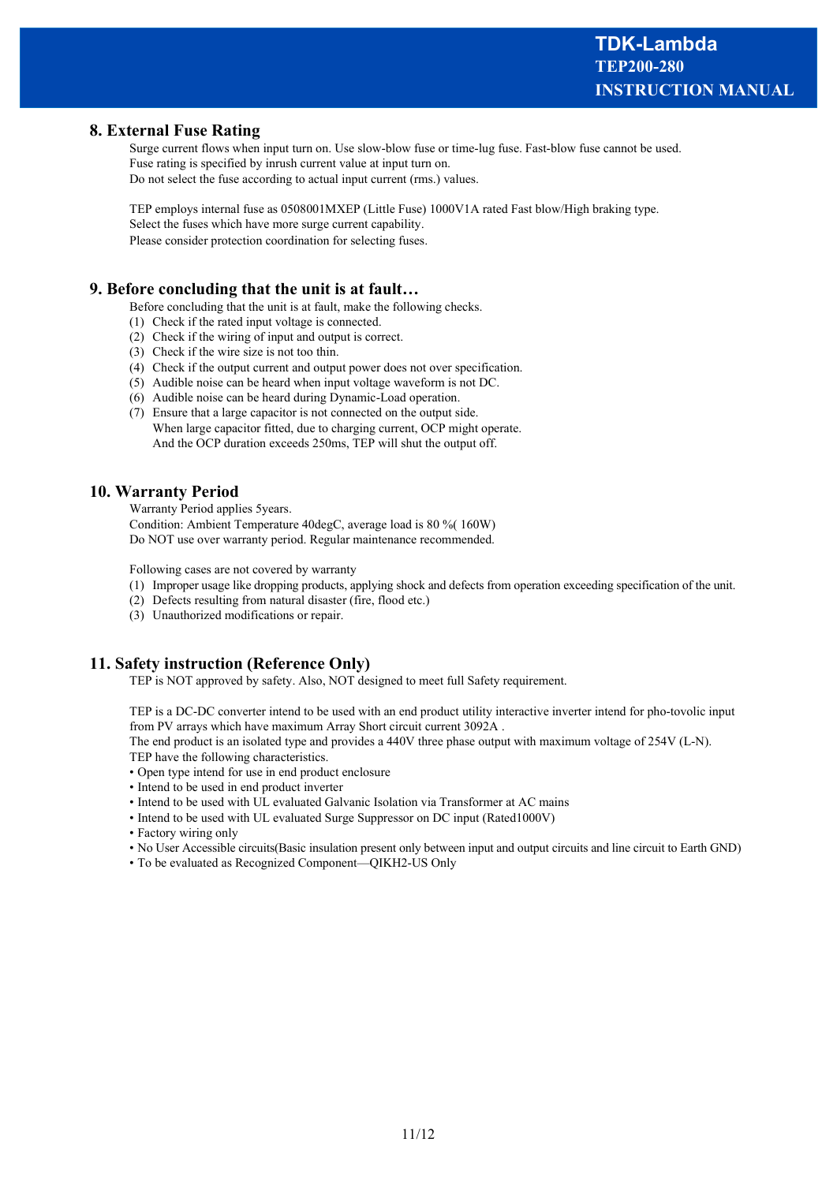## 8. External Fuse Rating

Surge current flows when input turn on. Use slow-blow fuse or time-lug fuse. Fast-blow fuse cannot be used.
Fuse rating is specified by inrush current value at input turn on.
Do not select the fuse according to actual input current (rms.) values.

TEP employs internal fuse as 0508001MXEP (Little Fuse) 1000V1A rated Fast blow/High braking type.
Select the fuses which have more surge current capability.
Please consider protection coordination for selecting fuses.

## 9. Before concluding that the unit is at fault…

Before concluding that the unit is at fault, make the following checks.

(1) Check if the rated input voltage is connected.
(2) Check if the wiring of input and output is correct.
(3) Check if the wire size is not too thin.
(4) Check if the output current and output power does not over specification.
(5) Audible noise can be heard when input voltage waveform is not DC.
(6) Audible noise can be heard during Dynamic-Load operation.
(7) Ensure that a large capacitor is not connected on the output side.
    When large capacitor fitted, due to charging current, OCP might operate.
    And the OCP duration exceeds 250ms, TEP will shut the output off.

## 10. Warranty Period

Warranty Period applies 5years.
Condition: Ambient Temperature 40degC, average load is 80 %( 160W)
Do NOT use over warranty period. Regular maintenance recommended.

Following cases are not covered by warranty

(1) Improper usage like dropping products, applying shock and defects from operation exceeding specification of the unit.
(2) Defects resulting from natural disaster (fire, flood etc.)
(3) Unauthorized modifications or repair.

## 11. Safety instruction (Reference Only)

TEP is NOT approved by safety. Also, NOT designed to meet full Safety requirement.

TEP is a DC-DC converter intend to be used with an end product utility interactive inverter intend for pho-tovolic input from PV arrays which have maximum Array Short circuit current 3092A .
The end product is an isolated type and provides a 440V three phase output with maximum voltage of 254V (L-N).
TEP have the following characteristics.

- Open type intend for use in end product enclosure
- Intend to be used in end product inverter
- Intend to be used with UL evaluated Galvanic Isolation via Transformer at AC mains
- Intend to be used with UL evaluated Surge Suppressor on DC input (Rated1000V)
- Factory wiring only
- No User Accessible circuits(Basic insulation present only between input and output circuits and line circuit to Earth GND)
- To be evaluated as Recognized Component—QIKH2-US Only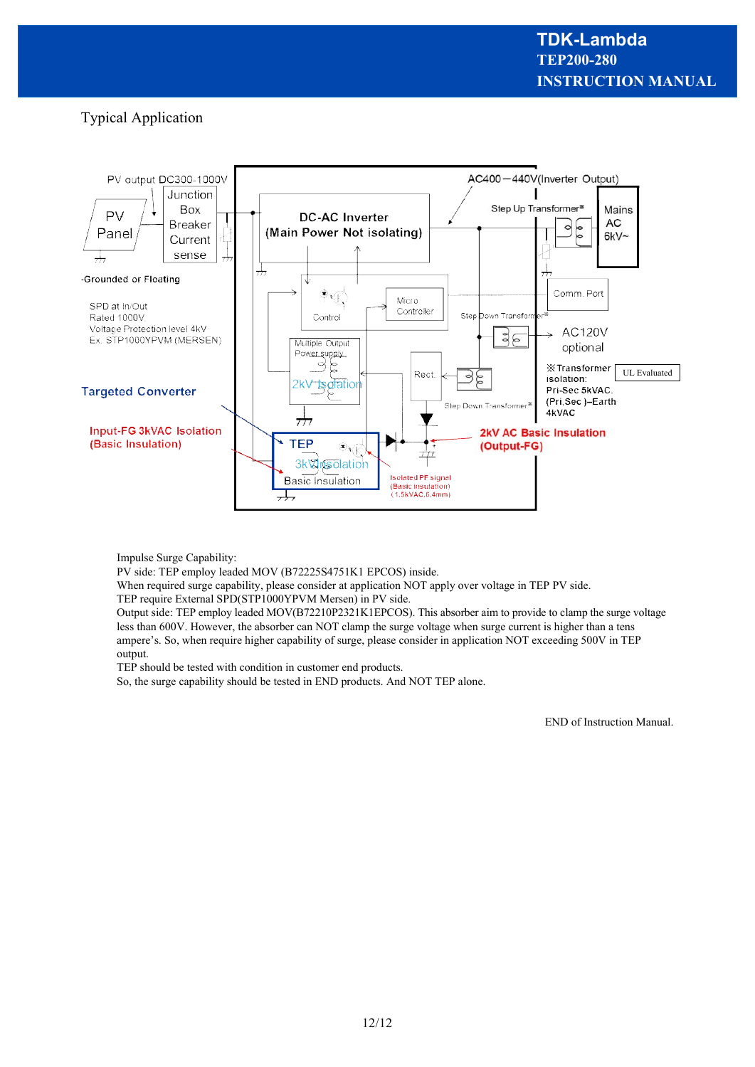## Typical Application

PV output DC300-1000V

PV Panel

Junction Box

Breaker

Current sense

-Grounded or Floating

SPD at In/Out

Rated 1000V

Voltage Protection level 4kV

Ex. STP1000YPVM (MERSEN)

DC-AC Inverter

(Main Power Not isolating)

AC400－440V(Inverter Output)

Step Up Transformer※

Mains AC 6kV~

Comm. Port

Control

Micro Controller

Step Down Transformer※

AC120V optional

Multiple Output Power supply

2kV Isolation

Rect.

Step Down Transformer※

※Transformer isolation:

Pri-Sec 5kVAC.

(Pri,Sec )-Earth 4kVAC

UL Evaluated

Targeted Converter

Input-FG 3kVAC Isolation (Basic Insulation)

TEP

3kV Isolation

Basic Insulation

Isolated PF signal (Basic insulation) (1.5kVAC,6.4mm)

2kV AC Basic Insulation (Output-FG)

Impulse Surge Capability:

PV side: TEP employ leaded MOV (B72225S4751K1 EPCOS) inside.

When required surge capability, please consider at application NOT apply over voltage in TEP PV side.

TEP require External SPD(STP1000YPVM Mersen) in PV side.

Output side: TEP employ leaded MOV(B72210P2321K1EPCOS). This absorber aim to provide to clamp the surge voltage less than 600V. However, the absorber can NOT clamp the surge voltage when surge current is higher than a tens ampere's. So, when require higher capability of surge, please consider in application NOT exceeding 500V in TEP output.

TEP should be tested with condition in customer end products.

So, the surge capability should be tested in END products. And NOT TEP alone.

END of Instruction Manual.